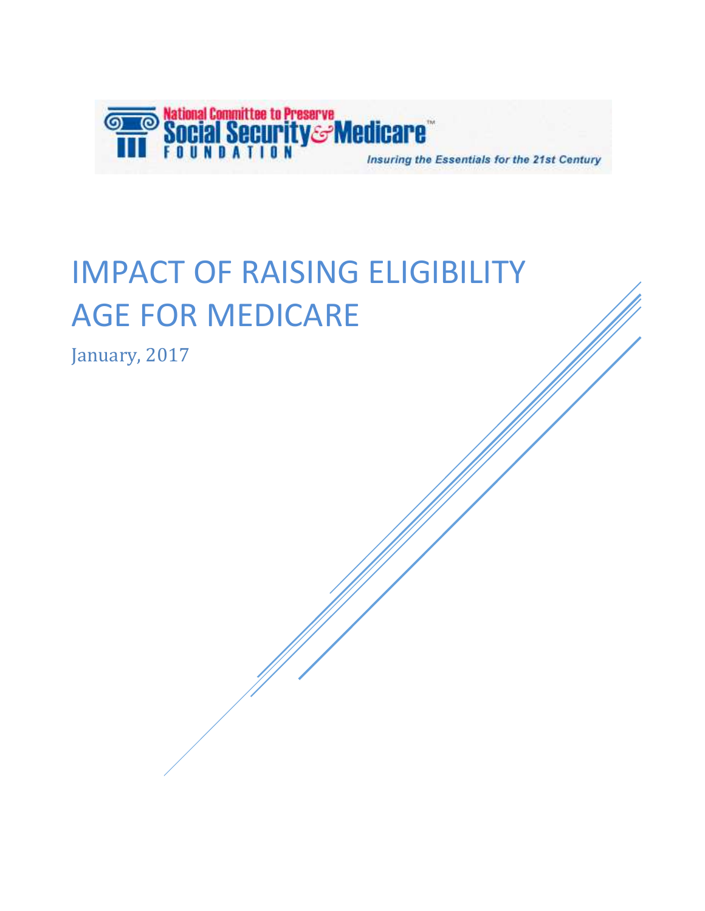National Committee to Preserve Social Security & Medicare Foundation

*Insuring the Essentials for the 21st Century*

# IMPACT OF RAISING ELIGIBILITY AGE FOR MEDICARE

January, 2017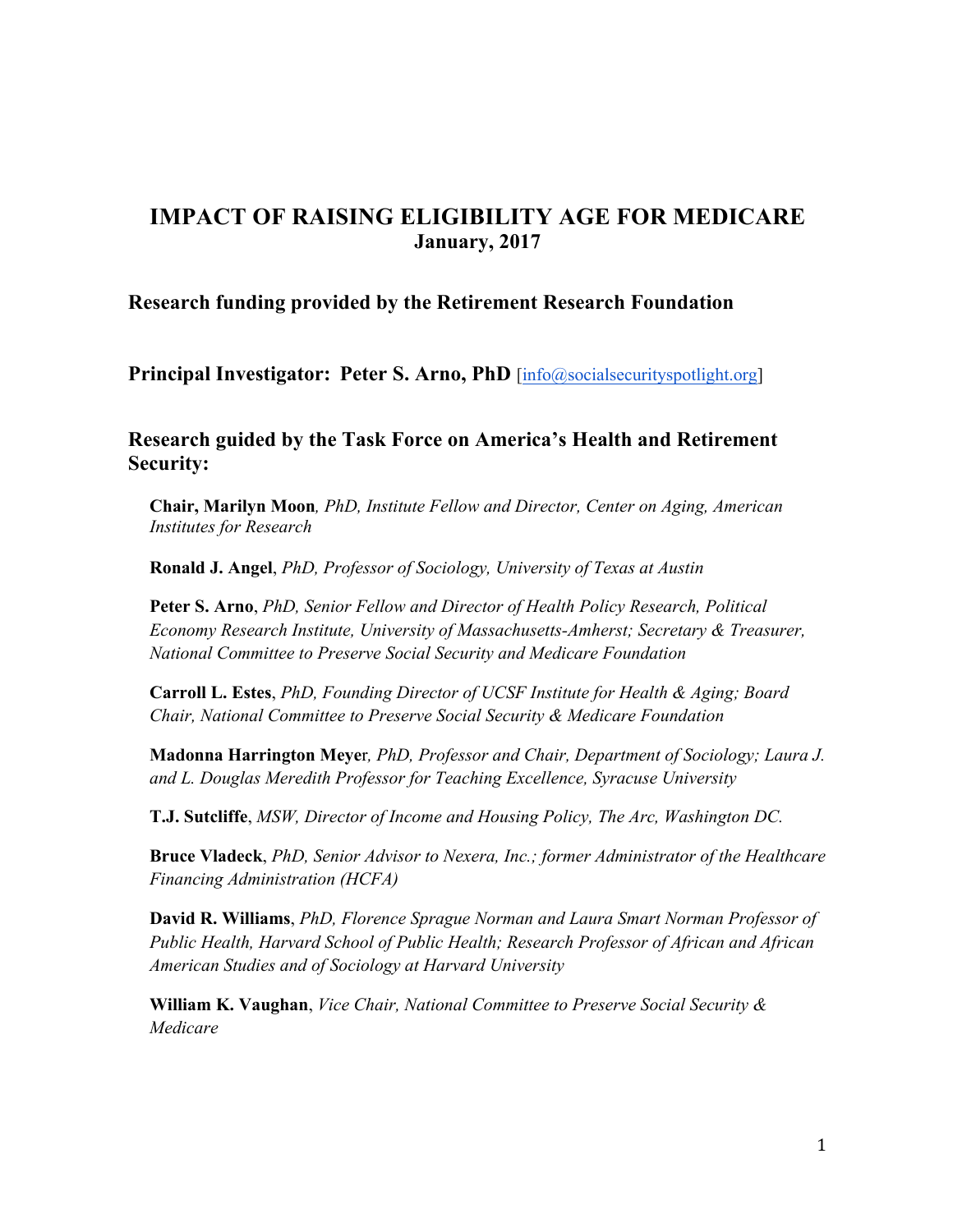# IMPACT OF RAISING ELIGIBILITY AGE FOR MEDICARE

**January, 2017**

## Research funding provided by the Retirement Research Foundation

## Principal Investigator: Peter S. Arno, PhD [info@socialsecurityspotlight.org]

## Research guided by the Task Force on America's Health and Retirement Security:

**Chair, Marilyn Moon**, *PhD, Institute Fellow and Director, Center on Aging, American Institutes for Research*

**Ronald J. Angel**, *PhD, Professor of Sociology, University of Texas at Austin*

**Peter S. Arno**, *PhD, Senior Fellow and Director of Health Policy Research, Political Economy Research Institute, University of Massachusetts-Amherst; Secretary & Treasurer, National Committee to Preserve Social Security and Medicare Foundation*

**Carroll L. Estes**, *PhD, Founding Director of UCSF Institute for Health & Aging; Board Chair, National Committee to Preserve Social Security & Medicare Foundation*

**Madonna Harrington Meyer**, *PhD, Professor and Chair, Department of Sociology; Laura J. and L. Douglas Meredith Professor for Teaching Excellence, Syracuse University*

**T.J. Sutcliffe**, *MSW, Director of Income and Housing Policy, The Arc, Washington DC.*

**Bruce Vladeck**, *PhD, Senior Advisor to Nexera, Inc.; former Administrator of the Healthcare Financing Administration (HCFA)*

**David R. Williams**, *PhD, Florence Sprague Norman and Laura Smart Norman Professor of Public Health, Harvard School of Public Health; Research Professor of African and African American Studies and of Sociology at Harvard University*

**William K. Vaughan**, *Vice Chair, National Committee to Preserve Social Security & Medicare*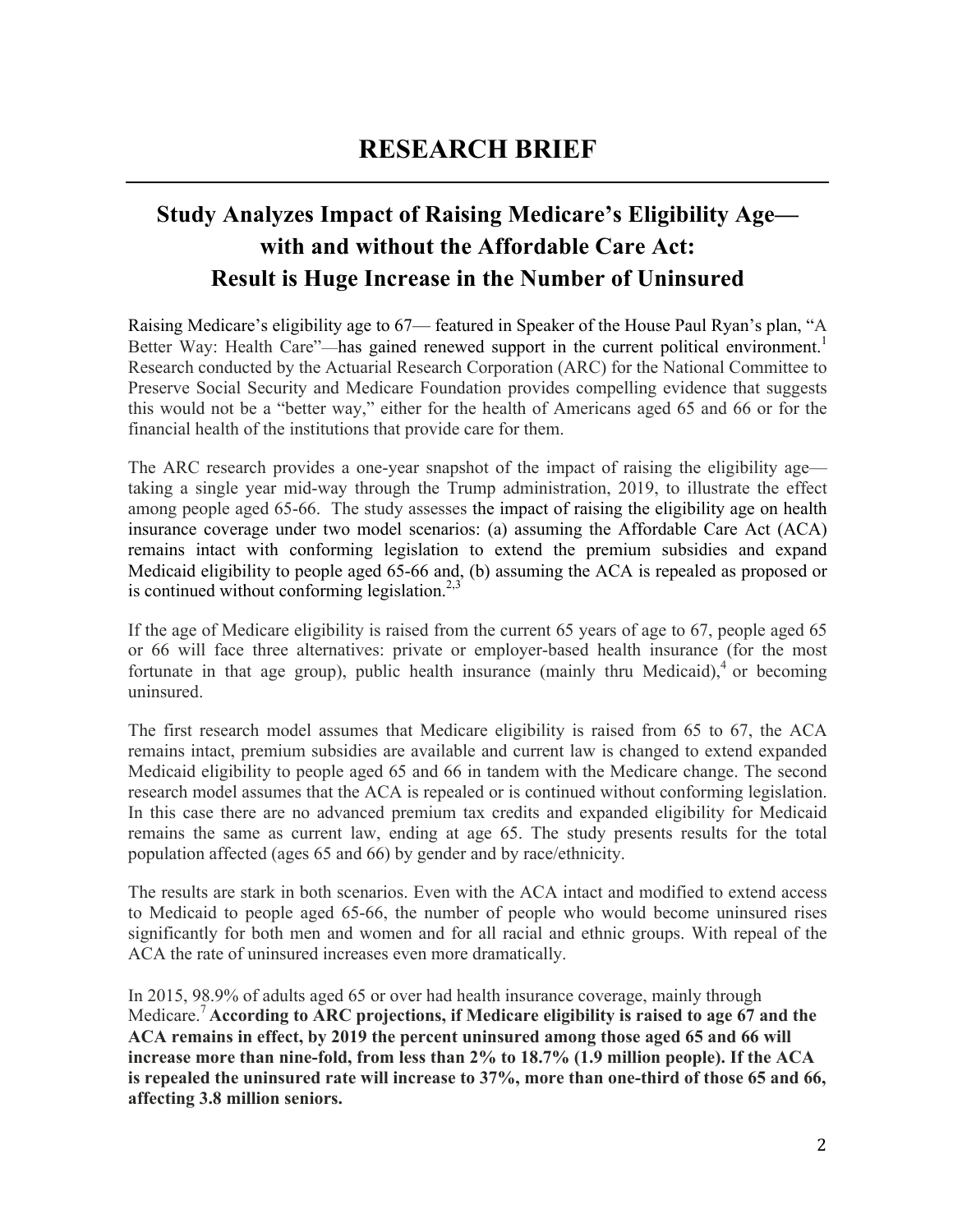# RESEARCH BRIEF

## Study Analyzes Impact of Raising Medicare's Eligibility Age—with and without the Affordable Care Act: Result is Huge Increase in the Number of Uninsured

Raising Medicare's eligibility age to 67— featured in Speaker of the House Paul Ryan's plan, "A Better Way: Health Care"—has gained renewed support in the current political environment.[1] Research conducted by the Actuarial Research Corporation (ARC) for the National Committee to Preserve Social Security and Medicare Foundation provides compelling evidence that suggests this would not be a "better way," either for the health of Americans aged 65 and 66 or for the financial health of the institutions that provide care for them.

The ARC research provides a one-year snapshot of the impact of raising the eligibility age—taking a single year mid-way through the Trump administration, 2019, to illustrate the effect among people aged 65-66. The study assesses the impact of raising the eligibility age on health insurance coverage under two model scenarios: (a) assuming the Affordable Care Act (ACA) remains intact with conforming legislation to extend the premium subsidies and expand Medicaid eligibility to people aged 65-66 and, (b) assuming the ACA is repealed as proposed or is continued without conforming legislation.[2,3]

If the age of Medicare eligibility is raised from the current 65 years of age to 67, people aged 65 or 66 will face three alternatives: private or employer-based health insurance (for the most fortunate in that age group), public health insurance (mainly thru Medicaid),[4] or becoming uninsured.

The first research model assumes that Medicare eligibility is raised from 65 to 67, the ACA remains intact, premium subsidies are available and current law is changed to extend expanded Medicaid eligibility to people aged 65 and 66 in tandem with the Medicare change. The second research model assumes that the ACA is repealed or is continued without conforming legislation. In this case there are no advanced premium tax credits and expanded eligibility for Medicaid remains the same as current law, ending at age 65. The study presents results for the total population affected (ages 65 and 66) by gender and by race/ethnicity.

The results are stark in both scenarios. Even with the ACA intact and modified to extend access to Medicaid to people aged 65-66, the number of people who would become uninsured rises significantly for both men and women and for all racial and ethnic groups. With repeal of the ACA the rate of uninsured increases even more dramatically.

In 2015, 98.9% of adults aged 65 or over had health insurance coverage, mainly through Medicare.[7] **According to ARC projections, if Medicare eligibility is raised to age 67 and the ACA remains in effect, by 2019 the percent uninsured among those aged 65 and 66 will increase more than nine-fold, from less than 2% to 18.7% (1.9 million people). If the ACA is repealed the uninsured rate will increase to 37%, more than one-third of those 65 and 66, affecting 3.8 million seniors.**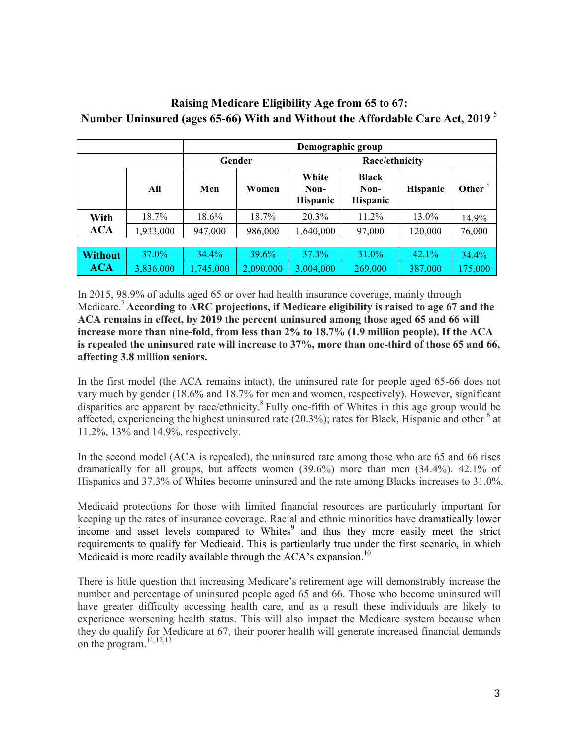## Raising Medicare Eligibility Age from 65 to 67: Number Uninsured (ages 65-66) With and Without the Affordable Care Act, 2019 [5]

| | Demographic group | | | | | | |
|---|---|---|---|---|---|---|---|
| | | Gender | | Race/ethnicity | | | |
| | All | Men | Women | White Non-Hispanic | Black Non-Hispanic | Hispanic | Other [6] |
| With ACA | 18.7% | 18.6% | 18.7% | 20.3% | 11.2% | 13.0% | 14.9% |
| | 1,933,000 | 947,000 | 986,000 | 1,640,000 | 97,000 | 120,000 | 76,000 |
| Without ACA | 37.0% | 34.4% | 39.6% | 37.3% | 31.0% | 42.1% | 34.4% |
| | 3,836,000 | 1,745,000 | 2,090,000 | 3,004,000 | 269,000 | 387,000 | 175,000 |

In 2015, 98.9% of adults aged 65 or over had health insurance coverage, mainly through Medicare.[7] **According to ARC projections, if Medicare eligibility is raised to age 67 and the ACA remains in effect, by 2019 the percent uninsured among those aged 65 and 66 will increase more than nine-fold, from less than 2% to 18.7% (1.9 million people). If the ACA is repealed the uninsured rate will increase to 37%, more than one-third of those 65 and 66, affecting 3.8 million seniors.**

In the first model (the ACA remains intact), the uninsured rate for people aged 65-66 does not vary much by gender (18.6% and 18.7% for men and women, respectively). However, significant disparities are apparent by race/ethnicity.[8] Fully one-fifth of Whites in this age group would be affected, experiencing the highest uninsured rate (20.3%); rates for Black, Hispanic and other [6] at 11.2%, 13% and 14.9%, respectively.

In the second model (ACA is repealed), the uninsured rate among those who are 65 and 66 rises dramatically for all groups, but affects women (39.6%) more than men (34.4%). 42.1% of Hispanics and 37.3% of Whites become uninsured and the rate among Blacks increases to 31.0%.

Medicaid protections for those with limited financial resources are particularly important for keeping up the rates of insurance coverage. Racial and ethnic minorities have dramatically lower income and asset levels compared to Whites[9] and thus they more easily meet the strict requirements to qualify for Medicaid. This is particularly true under the first scenario, in which Medicaid is more readily available through the ACA's expansion.[10]

There is little question that increasing Medicare's retirement age will demonstrably increase the number and percentage of uninsured people aged 65 and 66. Those who become uninsured will have greater difficulty accessing health care, and as a result these individuals are likely to experience worsening health status. This will also impact the Medicare system because when they do qualify for Medicare at 67, their poorer health will generate increased financial demands on the program.[11,12,13]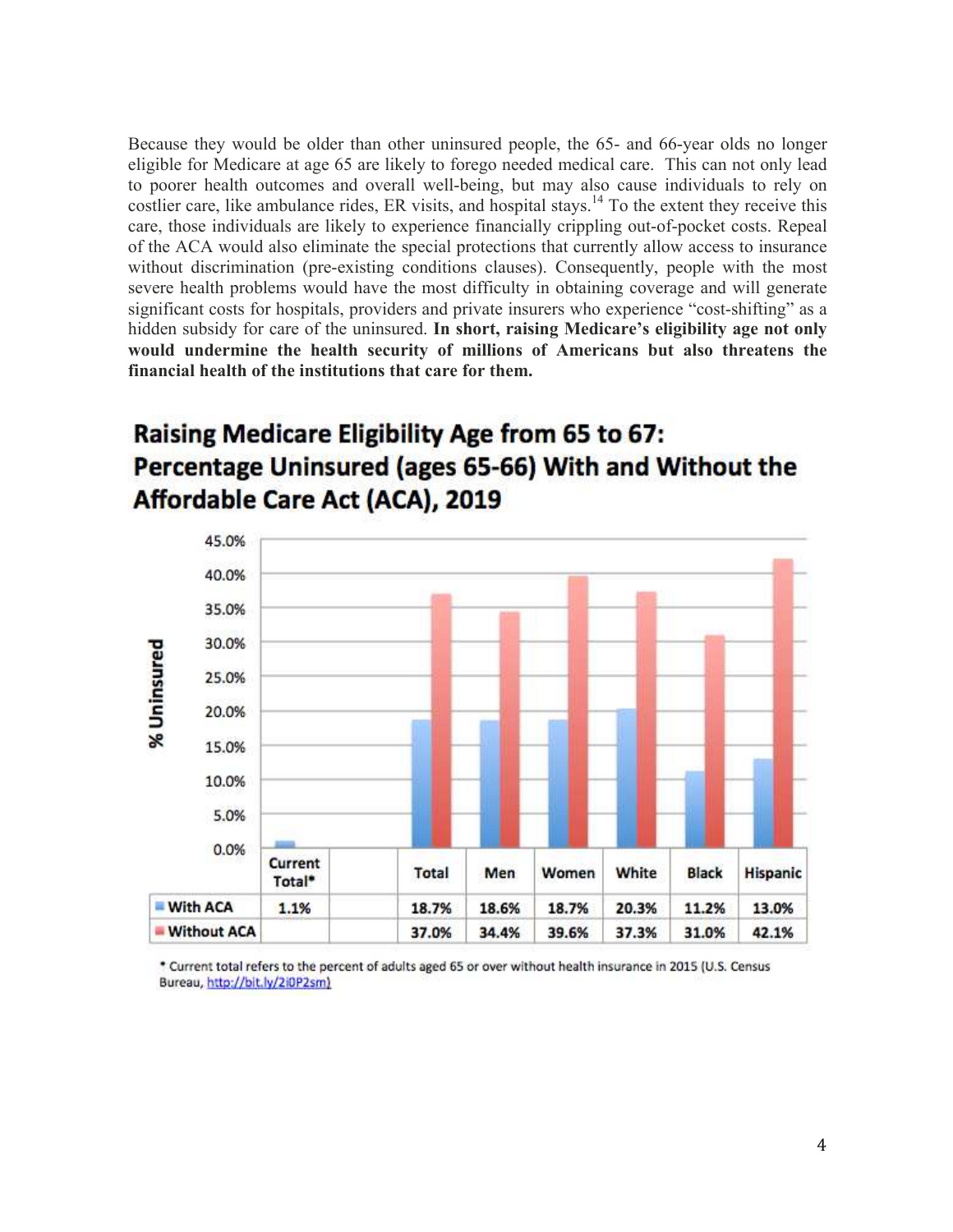Because they would be older than other uninsured people, the 65- and 66-year olds no longer eligible for Medicare at age 65 are likely to forego needed medical care. This can not only lead to poorer health outcomes and overall well-being, but may also cause individuals to rely on costlier care, like ambulance rides, ER visits, and hospital stays.[14] To the extent they receive this care, those individuals are likely to experience financially crippling out-of-pocket costs. Repeal of the ACA would also eliminate the special protections that currently allow access to insurance without discrimination (pre-existing conditions clauses). Consequently, people with the most severe health problems would have the most difficulty in obtaining coverage and will generate significant costs for hospitals, providers and private insurers who experience "cost-shifting" as a hidden subsidy for care of the uninsured. **In short, raising Medicare's eligibility age not only would undermine the health security of millions of Americans but also threatens the financial health of the institutions that care for them.**

## Raising Medicare Eligibility Age from 65 to 67: Percentage Uninsured (ages 65-66) With and Without the Affordable Care Act (ACA), 2019

| | Current Total* | | Total | Men | Women | White | Black | Hispanic |
|---|---|---|---|---|---|---|---|---|
| With ACA | 1.1% | | 18.7% | 18.6% | 18.7% | 20.3% | 11.2% | 13.0% |
| Without ACA | | | 37.0% | 34.4% | 39.6% | 37.3% | 31.0% | 42.1% |

\* Current total refers to the percent of adults aged 65 or over without health insurance in 2015 (U.S. Census Bureau, http://bit.ly/2i0P2sm)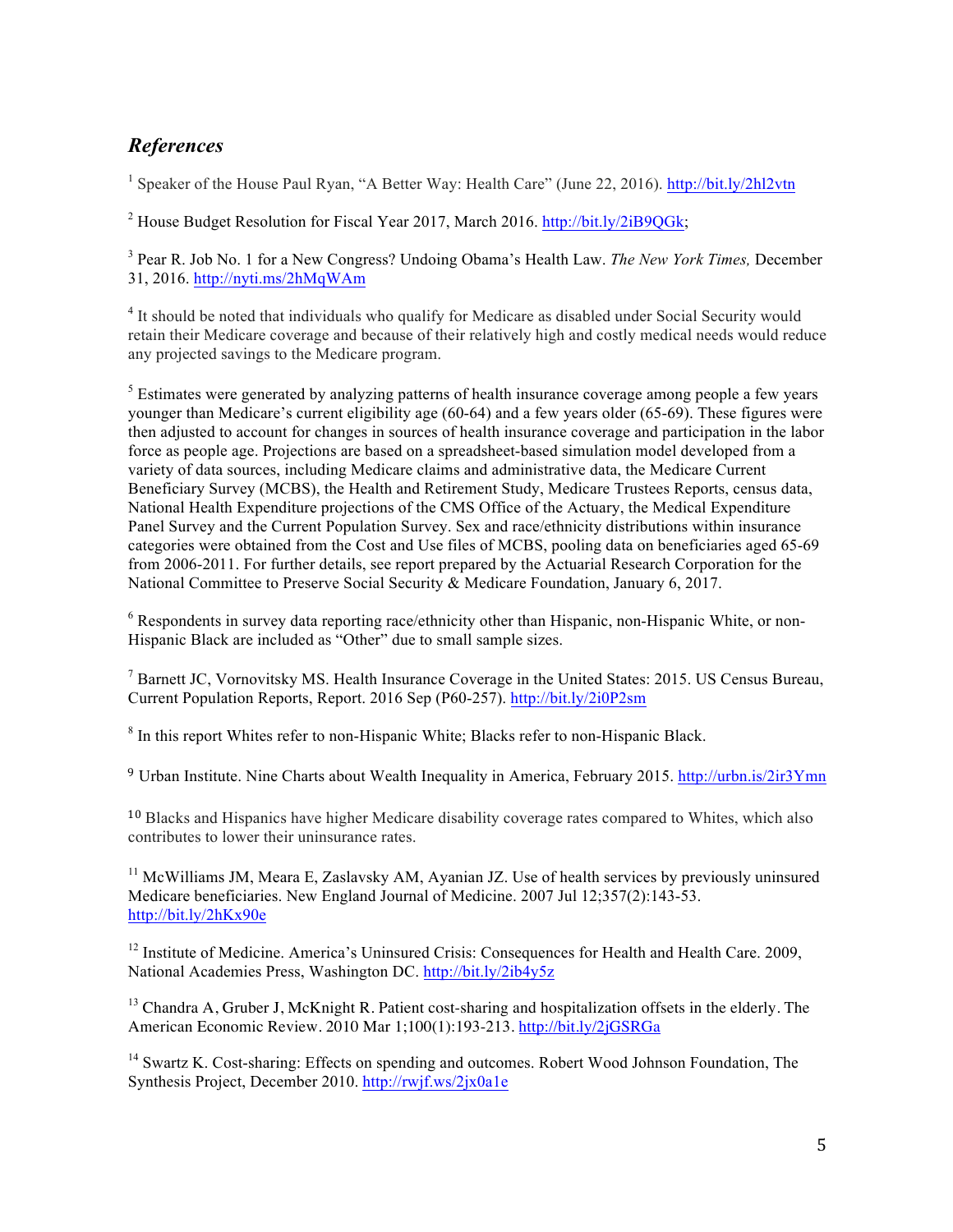## *References*

[1] Speaker of the House Paul Ryan, "A Better Way: Health Care" (June 22, 2016). http://bit.ly/2hl2vtn

[2] House Budget Resolution for Fiscal Year 2017, March 2016. http://bit.ly/2iB9QGk;

[3] Pear R. Job No. 1 for a New Congress? Undoing Obama's Health Law. *The New York Times,* December 31, 2016. http://nyti.ms/2hMqWAm

[4] It should be noted that individuals who qualify for Medicare as disabled under Social Security would retain their Medicare coverage and because of their relatively high and costly medical needs would reduce any projected savings to the Medicare program.

[5] Estimates were generated by analyzing patterns of health insurance coverage among people a few years younger than Medicare's current eligibility age (60-64) and a few years older (65-69). These figures were then adjusted to account for changes in sources of health insurance coverage and participation in the labor force as people age. Projections are based on a spreadsheet-based simulation model developed from a variety of data sources, including Medicare claims and administrative data, the Medicare Current Beneficiary Survey (MCBS), the Health and Retirement Study, Medicare Trustees Reports, census data, National Health Expenditure projections of the CMS Office of the Actuary, the Medical Expenditure Panel Survey and the Current Population Survey. Sex and race/ethnicity distributions within insurance categories were obtained from the Cost and Use files of MCBS, pooling data on beneficiaries aged 65-69 from 2006-2011. For further details, see report prepared by the Actuarial Research Corporation for the National Committee to Preserve Social Security & Medicare Foundation, January 6, 2017.

[6] Respondents in survey data reporting race/ethnicity other than Hispanic, non-Hispanic White, or non-Hispanic Black are included as "Other" due to small sample sizes.

[7] Barnett JC, Vornovitsky MS. Health Insurance Coverage in the United States: 2015. US Census Bureau, Current Population Reports, Report. 2016 Sep (P60-257). http://bit.ly/2i0P2sm

[8] In this report Whites refer to non-Hispanic White; Blacks refer to non-Hispanic Black.

[9] Urban Institute. Nine Charts about Wealth Inequality in America, February 2015. http://urbn.is/2ir3Ymn

[10] Blacks and Hispanics have higher Medicare disability coverage rates compared to Whites, which also contributes to lower their uninsurance rates.

[11] McWilliams JM, Meara E, Zaslavsky AM, Ayanian JZ. Use of health services by previously uninsured Medicare beneficiaries. New England Journal of Medicine. 2007 Jul 12;357(2):143-53. http://bit.ly/2hKx90e

[12] Institute of Medicine. America's Uninsured Crisis: Consequences for Health and Health Care. 2009, National Academies Press, Washington DC. http://bit.ly/2ib4y5z

[13] Chandra A, Gruber J, McKnight R. Patient cost-sharing and hospitalization offsets in the elderly. The American Economic Review. 2010 Mar 1;100(1):193-213. http://bit.ly/2jGSRGa

[14] Swartz K. Cost-sharing: Effects on spending and outcomes. Robert Wood Johnson Foundation, The Synthesis Project, December 2010. http://rwjf.ws/2jx0a1e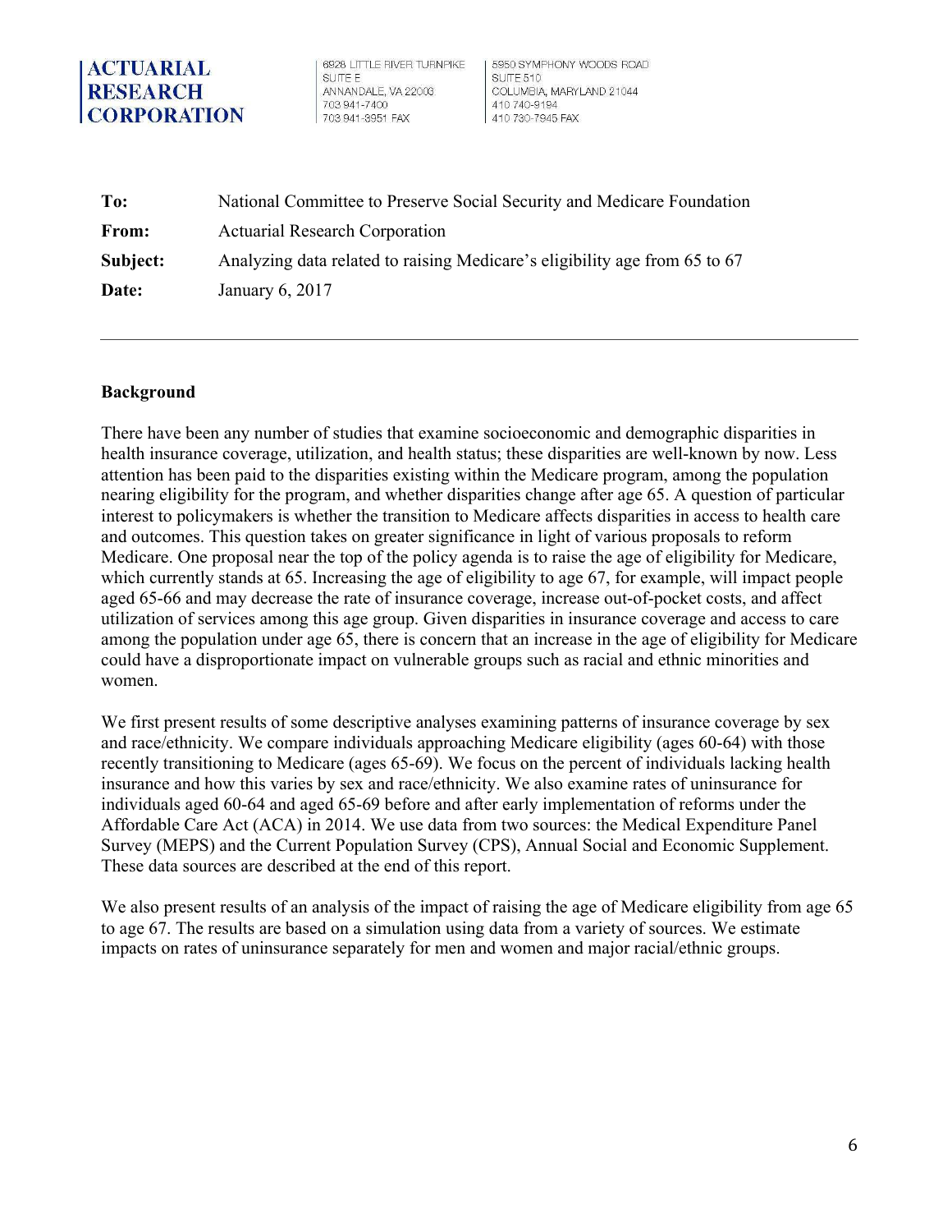**ACTUARIAL RESEARCH CORPORATION**

6928 LITTLE RIVER TURNPIKE
SUITE E
ANNANDALE, VA 22003
703 941-7400
703 941-3951 FAX

5950 SYMPHONY WOODS ROAD
SUITE 510
COLUMBIA, MARYLAND 21044
410 740-9194
410 730-7945 FAX

| | |
|---|---|
| **To:** | National Committee to Preserve Social Security and Medicare Foundation |
| **From:** | Actuarial Research Corporation |
| **Subject:** | Analyzing data related to raising Medicare's eligibility age from 65 to 67 |
| **Date:** | January 6, 2017 |

---

**Background**

There have been any number of studies that examine socioeconomic and demographic disparities in health insurance coverage, utilization, and health status; these disparities are well-known by now. Less attention has been paid to the disparities existing within the Medicare program, among the population nearing eligibility for the program, and whether disparities change after age 65. A question of particular interest to policymakers is whether the transition to Medicare affects disparities in access to health care and outcomes. This question takes on greater significance in light of various proposals to reform Medicare. One proposal near the top of the policy agenda is to raise the age of eligibility for Medicare, which currently stands at 65. Increasing the age of eligibility to age 67, for example, will impact people aged 65-66 and may decrease the rate of insurance coverage, increase out-of-pocket costs, and affect utilization of services among this age group. Given disparities in insurance coverage and access to care among the population under age 65, there is concern that an increase in the age of eligibility for Medicare could have a disproportionate impact on vulnerable groups such as racial and ethnic minorities and women.

We first present results of some descriptive analyses examining patterns of insurance coverage by sex and race/ethnicity. We compare individuals approaching Medicare eligibility (ages 60-64) with those recently transitioning to Medicare (ages 65-69). We focus on the percent of individuals lacking health insurance and how this varies by sex and race/ethnicity. We also examine rates of uninsurance for individuals aged 60-64 and aged 65-69 before and after early implementation of reforms under the Affordable Care Act (ACA) in 2014. We use data from two sources: the Medical Expenditure Panel Survey (MEPS) and the Current Population Survey (CPS), Annual Social and Economic Supplement. These data sources are described at the end of this report.

We also present results of an analysis of the impact of raising the age of Medicare eligibility from age 65 to age 67. The results are based on a simulation using data from a variety of sources. We estimate impacts on rates of uninsurance separately for men and women and major racial/ethnic groups.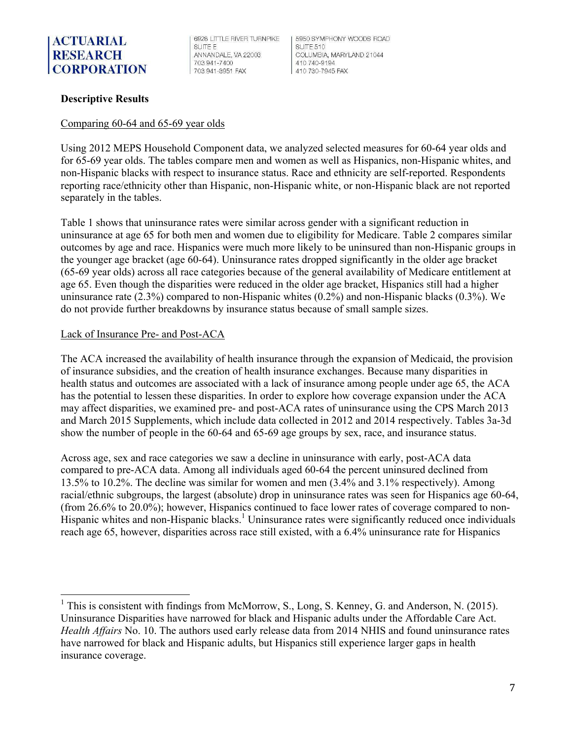**Descriptive Results**

Comparing 60-64 and 65-69 year olds

Using 2012 MEPS Household Component data, we analyzed selected measures for 60-64 year olds and for 65-69 year olds. The tables compare men and women as well as Hispanics, non-Hispanic whites, and non-Hispanic blacks with respect to insurance status. Race and ethnicity are self-reported. Respondents reporting race/ethnicity other than Hispanic, non-Hispanic white, or non-Hispanic black are not reported separately in the tables.

Table 1 shows that uninsurance rates were similar across gender with a significant reduction in uninsurance at age 65 for both men and women due to eligibility for Medicare. Table 2 compares similar outcomes by age and race. Hispanics were much more likely to be uninsured than non-Hispanic groups in the younger age bracket (age 60-64). Uninsurance rates dropped significantly in the older age bracket (65-69 year olds) across all race categories because of the general availability of Medicare entitlement at age 65. Even though the disparities were reduced in the older age bracket, Hispanics still had a higher uninsurance rate (2.3%) compared to non-Hispanic whites (0.2%) and non-Hispanic blacks (0.3%). We do not provide further breakdowns by insurance status because of small sample sizes.

Lack of Insurance Pre- and Post-ACA

The ACA increased the availability of health insurance through the expansion of Medicaid, the provision of insurance subsidies, and the creation of health insurance exchanges. Because many disparities in health status and outcomes are associated with a lack of insurance among people under age 65, the ACA has the potential to lessen these disparities. In order to explore how coverage expansion under the ACA may affect disparities, we examined pre- and post-ACA rates of uninsurance using the CPS March 2013 and March 2015 Supplements, which include data collected in 2012 and 2014 respectively. Tables 3a-3d show the number of people in the 60-64 and 65-69 age groups by sex, race, and insurance status.

Across age, sex and race categories we saw a decline in uninsurance with early, post-ACA data compared to pre-ACA data. Among all individuals aged 60-64 the percent uninsured declined from 13.5% to 10.2%. The decline was similar for women and men (3.4% and 3.1% respectively). Among racial/ethnic subgroups, the largest (absolute) drop in uninsurance rates was seen for Hispanics age 60-64, (from 26.6% to 20.0%); however, Hispanics continued to face lower rates of coverage compared to non-Hispanic whites and non-Hispanic blacks.[1] Uninsurance rates were significantly reduced once individuals reach age 65, however, disparities across race still existed, with a 6.4% uninsurance rate for Hispanics

[1] This is consistent with findings from McMorrow, S., Long, S. Kenney, G. and Anderson, N. (2015). Uninsurance Disparities have narrowed for black and Hispanic adults under the Affordable Care Act. *Health Affairs* No. 10. The authors used early release data from 2014 NHIS and found uninsurance rates have narrowed for black and Hispanic adults, but Hispanics still experience larger gaps in health insurance coverage.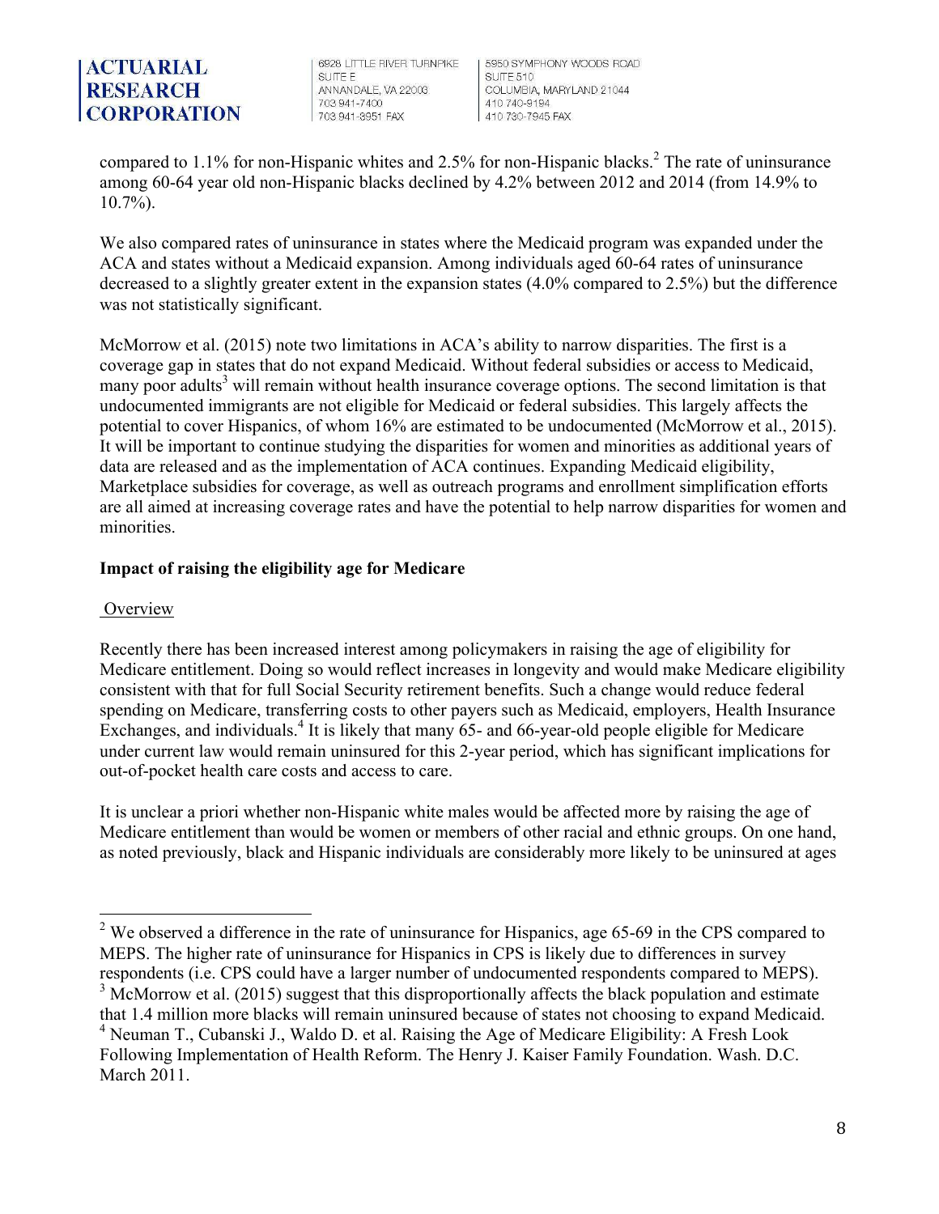compared to 1.1% for non-Hispanic whites and 2.5% for non-Hispanic blacks.[2] The rate of uninsurance among 60-64 year old non-Hispanic blacks declined by 4.2% between 2012 and 2014 (from 14.9% to 10.7%).

We also compared rates of uninsurance in states where the Medicaid program was expanded under the ACA and states without a Medicaid expansion. Among individuals aged 60-64 rates of uninsurance decreased to a slightly greater extent in the expansion states (4.0% compared to 2.5%) but the difference was not statistically significant.

McMorrow et al. (2015) note two limitations in ACA's ability to narrow disparities. The first is a coverage gap in states that do not expand Medicaid. Without federal subsidies or access to Medicaid, many poor adults[3] will remain without health insurance coverage options. The second limitation is that undocumented immigrants are not eligible for Medicaid or federal subsidies. This largely affects the potential to cover Hispanics, of whom 16% are estimated to be undocumented (McMorrow et al., 2015). It will be important to continue studying the disparities for women and minorities as additional years of data are released and as the implementation of ACA continues. Expanding Medicaid eligibility, Marketplace subsidies for coverage, as well as outreach programs and enrollment simplification efforts are all aimed at increasing coverage rates and have the potential to help narrow disparities for women and minorities.

**Impact of raising the eligibility age for Medicare**

Overview

Recently there has been increased interest among policymakers in raising the age of eligibility for Medicare entitlement. Doing so would reflect increases in longevity and would make Medicare eligibility consistent with that for full Social Security retirement benefits. Such a change would reduce federal spending on Medicare, transferring costs to other payers such as Medicaid, employers, Health Insurance Exchanges, and individuals.[4] It is likely that many 65- and 66-year-old people eligible for Medicare under current law would remain uninsured for this 2-year period, which has significant implications for out-of-pocket health care costs and access to care.

It is unclear a priori whether non-Hispanic white males would be affected more by raising the age of Medicare entitlement than would be women or members of other racial and ethnic groups. On one hand, as noted previously, black and Hispanic individuals are considerably more likely to be uninsured at ages

---

[2] We observed a difference in the rate of uninsurance for Hispanics, age 65-69 in the CPS compared to MEPS. The higher rate of uninsurance for Hispanics in CPS is likely due to differences in survey respondents (i.e. CPS could have a larger number of undocumented respondents compared to MEPS).

[3] McMorrow et al. (2015) suggest that this disproportionally affects the black population and estimate that 1.4 million more blacks will remain uninsured because of states not choosing to expand Medicaid.

[4] Neuman T., Cubanski J., Waldo D. et al. Raising the Age of Medicare Eligibility: A Fresh Look Following Implementation of Health Reform. The Henry J. Kaiser Family Foundation. Wash. D.C. March 2011.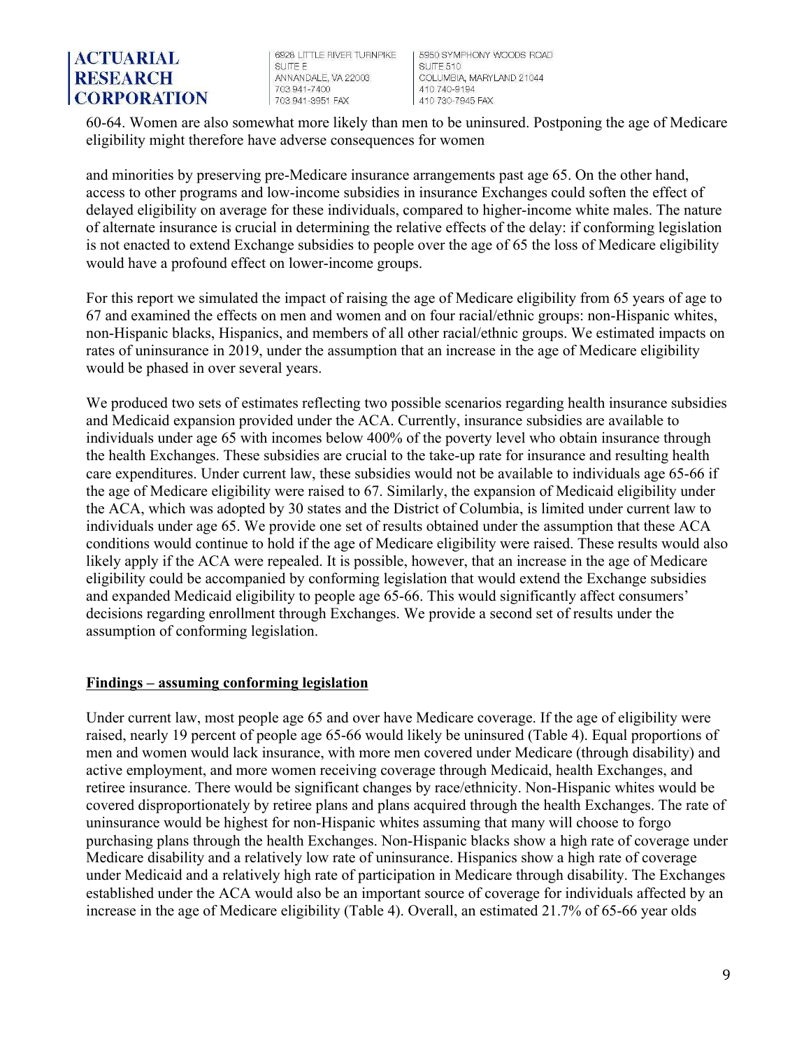60-64. Women are also somewhat more likely than men to be uninsured. Postponing the age of Medicare eligibility might therefore have adverse consequences for women

and minorities by preserving pre-Medicare insurance arrangements past age 65. On the other hand, access to other programs and low-income subsidies in insurance Exchanges could soften the effect of delayed eligibility on average for these individuals, compared to higher-income white males. The nature of alternate insurance is crucial in determining the relative effects of the delay: if conforming legislation is not enacted to extend Exchange subsidies to people over the age of 65 the loss of Medicare eligibility would have a profound effect on lower-income groups.

For this report we simulated the impact of raising the age of Medicare eligibility from 65 years of age to 67 and examined the effects on men and women and on four racial/ethnic groups: non-Hispanic whites, non-Hispanic blacks, Hispanics, and members of all other racial/ethnic groups. We estimated impacts on rates of uninsurance in 2019, under the assumption that an increase in the age of Medicare eligibility would be phased in over several years.

We produced two sets of estimates reflecting two possible scenarios regarding health insurance subsidies and Medicaid expansion provided under the ACA. Currently, insurance subsidies are available to individuals under age 65 with incomes below 400% of the poverty level who obtain insurance through the health Exchanges. These subsidies are crucial to the take-up rate for insurance and resulting health care expenditures. Under current law, these subsidies would not be available to individuals age 65-66 if the age of Medicare eligibility were raised to 67. Similarly, the expansion of Medicaid eligibility under the ACA, which was adopted by 30 states and the District of Columbia, is limited under current law to individuals under age 65. We provide one set of results obtained under the assumption that these ACA conditions would continue to hold if the age of Medicare eligibility were raised. These results would also likely apply if the ACA were repealed. It is possible, however, that an increase in the age of Medicare eligibility could be accompanied by conforming legislation that would extend the Exchange subsidies and expanded Medicaid eligibility to people age 65-66. This would significantly affect consumers' decisions regarding enrollment through Exchanges. We provide a second set of results under the assumption of conforming legislation.

**Findings – assuming conforming legislation**

Under current law, most people age 65 and over have Medicare coverage. If the age of eligibility were raised, nearly 19 percent of people age 65-66 would likely be uninsured (Table 4). Equal proportions of men and women would lack insurance, with more men covered under Medicare (through disability) and active employment, and more women receiving coverage through Medicaid, health Exchanges, and retiree insurance. There would be significant changes by race/ethnicity. Non-Hispanic whites would be covered disproportionately by retiree plans and plans acquired through the health Exchanges. The rate of uninsurance would be highest for non-Hispanic whites assuming that many will choose to forgo purchasing plans through the health Exchanges. Non-Hispanic blacks show a high rate of coverage under Medicare disability and a relatively low rate of uninsurance. Hispanics show a high rate of coverage under Medicaid and a relatively high rate of participation in Medicare through disability. The Exchanges established under the ACA would also be an important source of coverage for individuals affected by an increase in the age of Medicare eligibility (Table 4). Overall, an estimated 21.7% of 65-66 year olds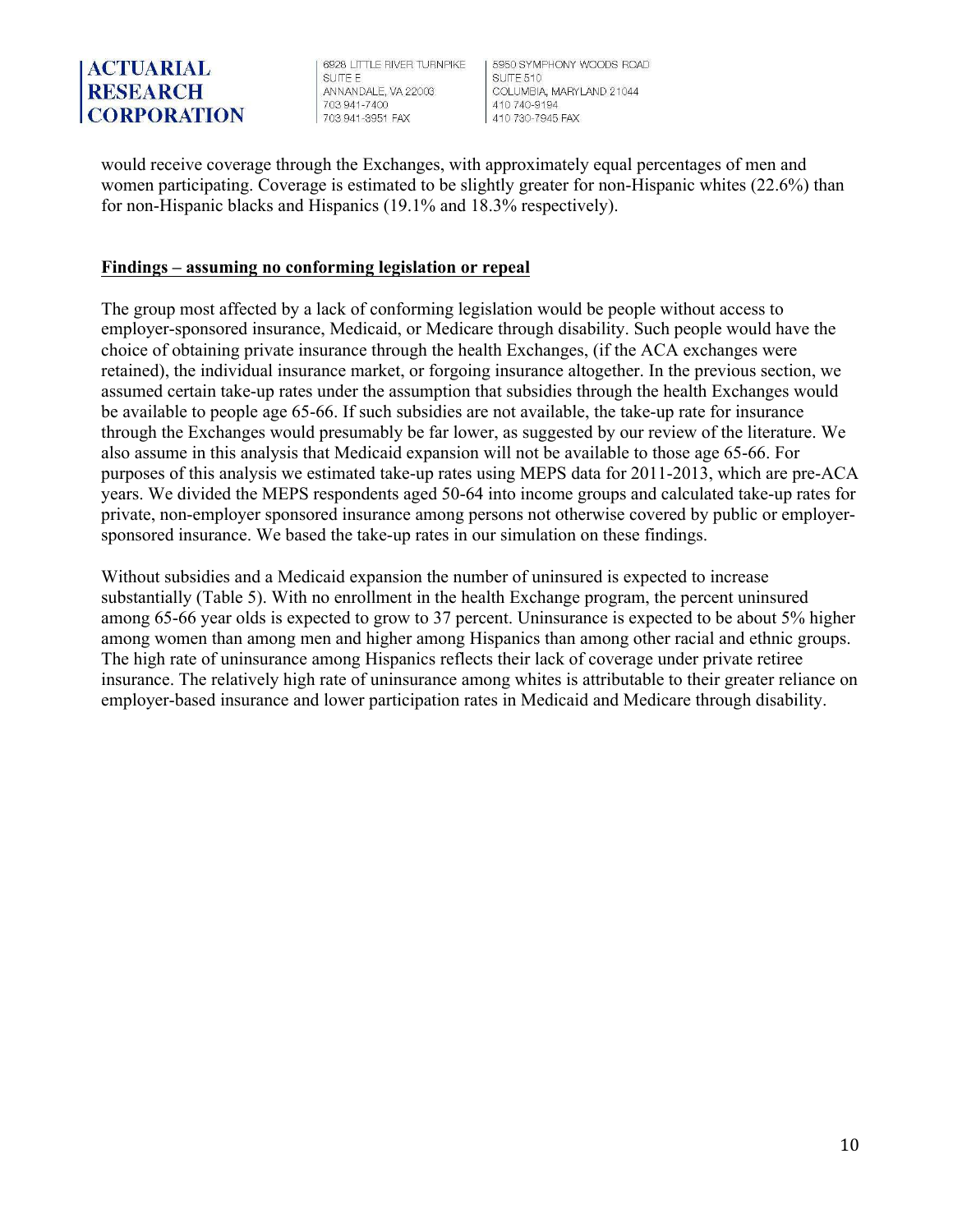would receive coverage through the Exchanges, with approximately equal percentages of men and women participating. Coverage is estimated to be slightly greater for non-Hispanic whites (22.6%) than for non-Hispanic blacks and Hispanics (19.1% and 18.3% respectively).

**Findings – assuming no conforming legislation or repeal**

The group most affected by a lack of conforming legislation would be people without access to employer-sponsored insurance, Medicaid, or Medicare through disability. Such people would have the choice of obtaining private insurance through the health Exchanges, (if the ACA exchanges were retained), the individual insurance market, or forgoing insurance altogether. In the previous section, we assumed certain take-up rates under the assumption that subsidies through the health Exchanges would be available to people age 65-66. If such subsidies are not available, the take-up rate for insurance through the Exchanges would presumably be far lower, as suggested by our review of the literature. We also assume in this analysis that Medicaid expansion will not be available to those age 65-66. For purposes of this analysis we estimated take-up rates using MEPS data for 2011-2013, which are pre-ACA years. We divided the MEPS respondents aged 50-64 into income groups and calculated take-up rates for private, non-employer sponsored insurance among persons not otherwise covered by public or employer-sponsored insurance. We based the take-up rates in our simulation on these findings.

Without subsidies and a Medicaid expansion the number of uninsured is expected to increase substantially (Table 5). With no enrollment in the health Exchange program, the percent uninsured among 65-66 year olds is expected to grow to 37 percent. Uninsurance is expected to be about 5% higher among women than among men and higher among Hispanics than among other racial and ethnic groups. The high rate of uninsurance among Hispanics reflects their lack of coverage under private retiree insurance. The relatively high rate of uninsurance among whites is attributable to their greater reliance on employer-based insurance and lower participation rates in Medicaid and Medicare through disability.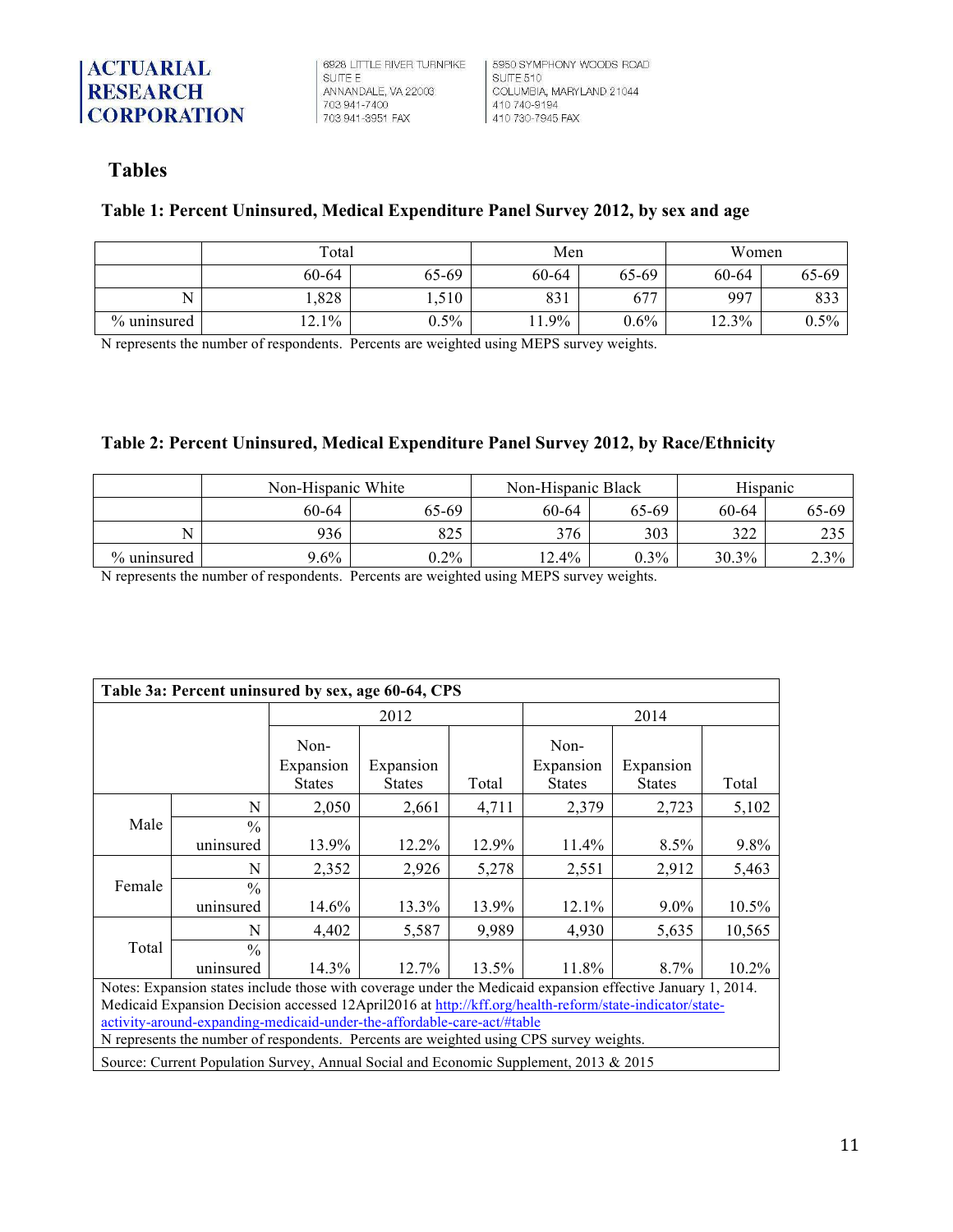## Tables

### Table 1: Percent Uninsured, Medical Expenditure Panel Survey 2012, by sex and age

| | Total | | Men | | Women | |
|---|---|---|---|---|---|---|
| | 60-64 | 65-69 | 60-64 | 65-69 | 60-64 | 65-69 |
| N | 1,828 | 1,510 | 831 | 677 | 997 | 833 |
| % uninsured | 12.1% | 0.5% | 11.9% | 0.6% | 12.3% | 0.5% |

N represents the number of respondents. Percents are weighted using MEPS survey weights.

### Table 2: Percent Uninsured, Medical Expenditure Panel Survey 2012, by Race/Ethnicity

| | Non-Hispanic White | | Non-Hispanic Black | | Hispanic | |
|---|---|---|---|---|---|---|
| | 60-64 | 65-69 | 60-64 | 65-69 | 60-64 | 65-69 |
| N | 936 | 825 | 376 | 303 | 322 | 235 |
| % uninsured | 9.6% | 0.2% | 12.4% | 0.3% | 30.3% | 2.3% |

N represents the number of respondents. Percents are weighted using MEPS survey weights.

| Table 3a: Percent uninsured by sex, age 60-64, CPS | | | | | | | |
|---|---|---|---|---|---|---|---|
| | | 2012 | | | 2014 | | |
| | | Non-Expansion States | Expansion States | Total | Non-Expansion States | Expansion States | Total |
| Male | N | 2,050 | 2,661 | 4,711 | 2,379 | 2,723 | 5,102 |
| | % uninsured | 13.9% | 12.2% | 12.9% | 11.4% | 8.5% | 9.8% |
| Female | N | 2,352 | 2,926 | 5,278 | 2,551 | 2,912 | 5,463 |
| | % uninsured | 14.6% | 13.3% | 13.9% | 12.1% | 9.0% | 10.5% |
| Total | N | 4,402 | 5,587 | 9,989 | 4,930 | 5,635 | 10,565 |
| | % uninsured | 14.3% | 12.7% | 13.5% | 11.8% | 8.7% | 10.2% |

Notes: Expansion states include those with coverage under the Medicaid expansion effective January 1, 2014. Medicaid Expansion Decision accessed 12April2016 at http://kff.org/health-reform/state-indicator/state-activity-around-expanding-medicaid-under-the-affordable-care-act/#table
N represents the number of respondents. Percents are weighted using CPS survey weights.

Source: Current Population Survey, Annual Social and Economic Supplement, 2013 & 2015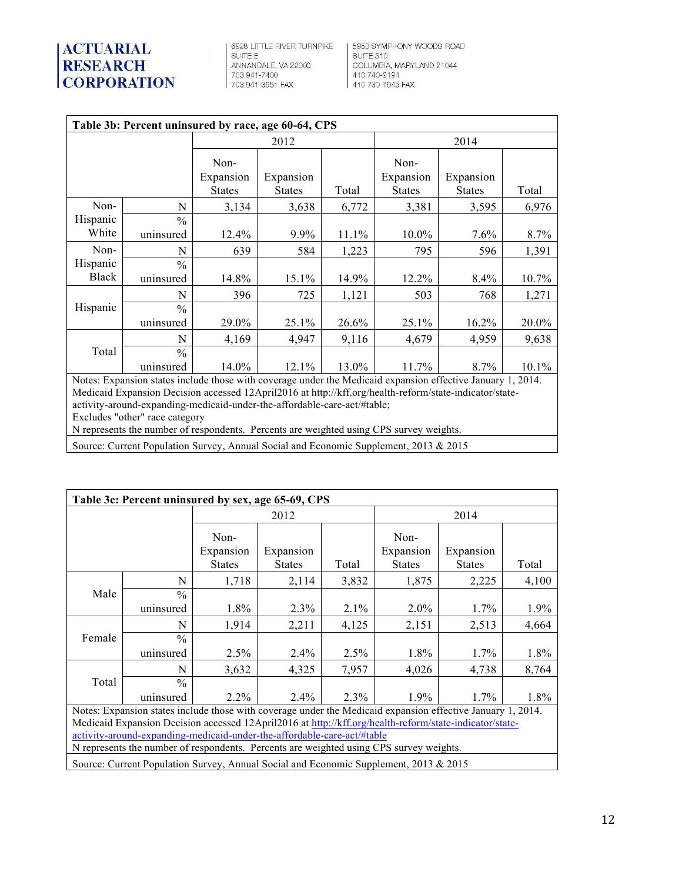| Table 3b: Percent uninsured by race, age 60-64, CPS | | | | | | | |
|---|---|---|---|---|---|---|---|
| | | 2012 | | | 2014 | | |
| | | Non-Expansion States | Expansion States | Total | Non-Expansion States | Expansion States | Total |
| Non-Hispanic White | N | 3,134 | 3,638 | 6,772 | 3,381 | 3,595 | 6,976 |
| | % uninsured | 12.4% | 9.9% | 11.1% | 10.0% | 7.6% | 8.7% |
| Non-Hispanic Black | N | 639 | 584 | 1,223 | 795 | 596 | 1,391 |
| | % uninsured | 14.8% | 15.1% | 14.9% | 12.2% | 8.4% | 10.7% |
| Hispanic | N | 396 | 725 | 1,121 | 503 | 768 | 1,271 |
| | % uninsured | 29.0% | 25.1% | 26.6% | 25.1% | 16.2% | 20.0% |
| Total | N | 4,169 | 4,947 | 9,116 | 4,679 | 4,959 | 9,638 |
| | % uninsured | 14.0% | 12.1% | 13.0% | 11.7% | 8.7% | 10.1% |

Notes: Expansion states include those with coverage under the Medicaid expansion effective January 1, 2014. Medicaid Expansion Decision accessed 12April2016 at http://kff.org/health-reform/state-indicator/state-activity-around-expanding-medicaid-under-the-affordable-care-act/#table;
Excludes "other" race category
N represents the number of respondents. Percents are weighted using CPS survey weights.

Source: Current Population Survey, Annual Social and Economic Supplement, 2013 & 2015

| Table 3c: Percent uninsured by sex, age 65-69, CPS | | | | | | | |
|---|---|---|---|---|---|---|---|
| | | 2012 | | | 2014 | | |
| | | Non-Expansion States | Expansion States | Total | Non-Expansion States | Expansion States | Total |
| Male | N | 1,718 | 2,114 | 3,832 | 1,875 | 2,225 | 4,100 |
| | % uninsured | 1.8% | 2.3% | 2.1% | 2.0% | 1.7% | 1.9% |
| Female | N | 1,914 | 2,211 | 4,125 | 2,151 | 2,513 | 4,664 |
| | % uninsured | 2.5% | 2.4% | 2.5% | 1.8% | 1.7% | 1.8% |
| Total | N | 3,632 | 4,325 | 7,957 | 4,026 | 4,738 | 8,764 |
| | % uninsured | 2.2% | 2.4% | 2.3% | 1.9% | 1.7% | 1.8% |

Notes: Expansion states include those with coverage under the Medicaid expansion effective January 1, 2014. Medicaid Expansion Decision accessed 12April2016 at http://kff.org/health-reform/state-indicator/state-activity-around-expanding-medicaid-under-the-affordable-care-act/#table
N represents the number of respondents. Percents are weighted using CPS survey weights.

Source: Current Population Survey, Annual Social and Economic Supplement, 2013 & 2015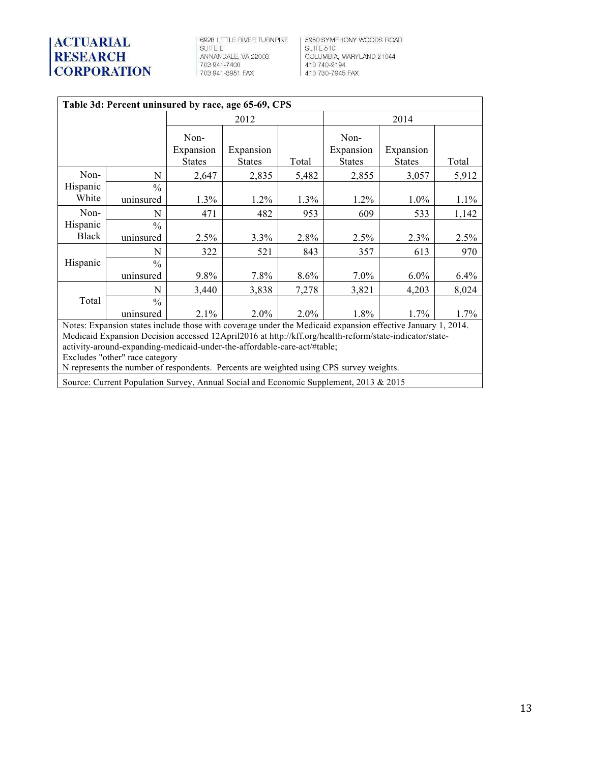**Table 3d: Percent uninsured by race, age 65-69, CPS**

| | | 2012 | | | 2014 | | |
|---|---|---|---|---|---|---|---|
| | | Non-Expansion States | Expansion States | Total | Non-Expansion States | Expansion States | Total |
| Non-Hispanic White | N | 2,647 | 2,835 | 5,482 | 2,855 | 3,057 | 5,912 |
| | % uninsured | 1.3% | 1.2% | 1.3% | 1.2% | 1.0% | 1.1% |
| Non-Hispanic Black | N | 471 | 482 | 953 | 609 | 533 | 1,142 |
| | % uninsured | 2.5% | 3.3% | 2.8% | 2.5% | 2.3% | 2.5% |
| Hispanic | N | 322 | 521 | 843 | 357 | 613 | 970 |
| | % uninsured | 9.8% | 7.8% | 8.6% | 7.0% | 6.0% | 6.4% |
| Total | N | 3,440 | 3,838 | 7,278 | 3,821 | 4,203 | 8,024 |
| | % uninsured | 2.1% | 2.0% | 2.0% | 1.8% | 1.7% | 1.7% |

Notes: Expansion states include those with coverage under the Medicaid expansion effective January 1, 2014. Medicaid Expansion Decision accessed 12April2016 at http://kff.org/health-reform/state-indicator/state-activity-around-expanding-medicaid-under-the-affordable-care-act/#table;
Excludes "other" race category
N represents the number of respondents. Percents are weighted using CPS survey weights.

Source: Current Population Survey, Annual Social and Economic Supplement, 2013 & 2015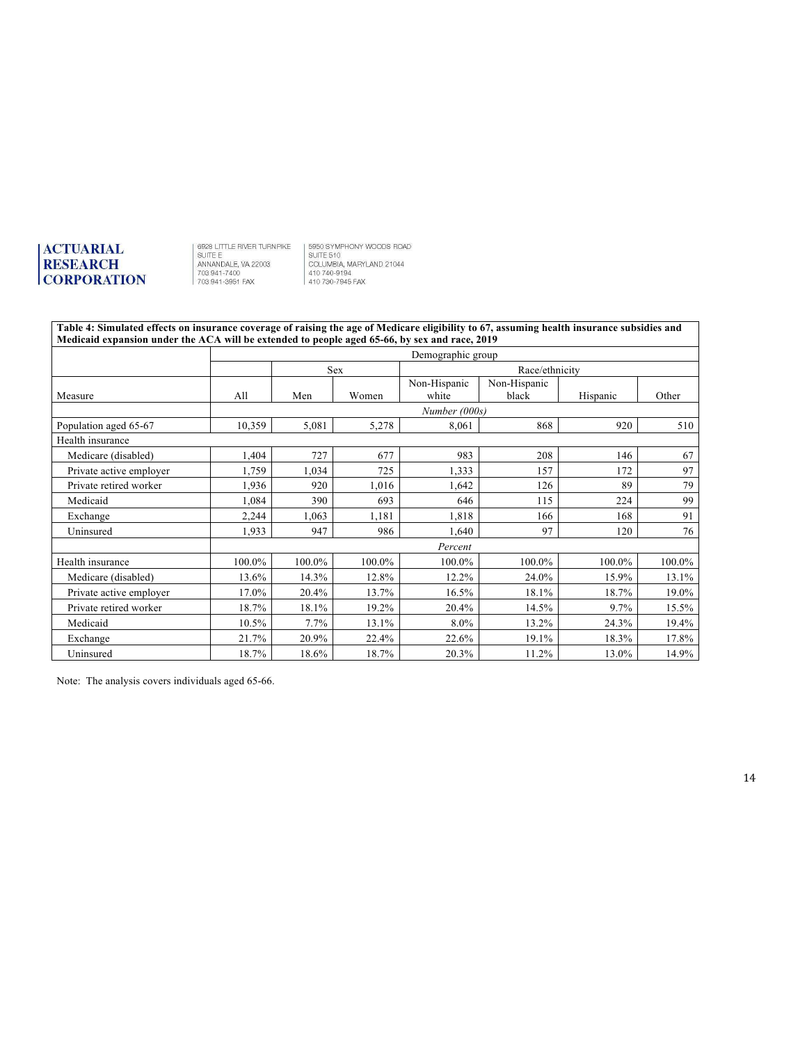**ACTUARIAL RESEARCH CORPORATION**

6928 LITTLE RIVER TURNPIKE
SUITE E
ANNANDALE, VA 22003
703 941-7400
703 941-3951 FAX

5950 SYMPHONY WOODS ROAD
SUITE 510
COLUMBIA, MARYLAND 21044
410 740-9194
410 730-7945 FAX

| **Table 4: Simulated effects on insurance coverage of raising the age of Medicare eligibility to 67, assuming health insurance subsidies and Medicaid expansion under the ACA will be extended to people aged 65-66, by sex and race, 2019** | | | | | | | |
|---|---|---|---|---|---|---|---|
| | Demographic group | | | | | | |
| | | Sex | | Race/ethnicity | | | |
| Measure | All | Men | Women | Non-Hispanic white | Non-Hispanic black | Hispanic | Other |
| | *Number (000s)* | | | | | | |
| Population aged 65-67 | 10,359 | 5,081 | 5,278 | 8,061 | 868 | 920 | 510 |
| Health insurance | | | | | | | |
| Medicare (disabled) | 1,404 | 727 | 677 | 983 | 208 | 146 | 67 |
| Private active employer | 1,759 | 1,034 | 725 | 1,333 | 157 | 172 | 97 |
| Private retired worker | 1,936 | 920 | 1,016 | 1,642 | 126 | 89 | 79 |
| Medicaid | 1,084 | 390 | 693 | 646 | 115 | 224 | 99 |
| Exchange | 2,244 | 1,063 | 1,181 | 1,818 | 166 | 168 | 91 |
| Uninsured | 1,933 | 947 | 986 | 1,640 | 97 | 120 | 76 |
| | *Percent* | | | | | | |
| Health insurance | 100.0% | 100.0% | 100.0% | 100.0% | 100.0% | 100.0% | 100.0% |
| Medicare (disabled) | 13.6% | 14.3% | 12.8% | 12.2% | 24.0% | 15.9% | 13.1% |
| Private active employer | 17.0% | 20.4% | 13.7% | 16.5% | 18.1% | 18.7% | 19.0% |
| Private retired worker | 18.7% | 18.1% | 19.2% | 20.4% | 14.5% | 9.7% | 15.5% |
| Medicaid | 10.5% | 7.7% | 13.1% | 8.0% | 13.2% | 24.3% | 19.4% |
| Exchange | 21.7% | 20.9% | 22.4% | 22.6% | 19.1% | 18.3% | 17.8% |
| Uninsured | 18.7% | 18.6% | 18.7% | 20.3% | 11.2% | 13.0% | 14.9% |

Note: The analysis covers individuals aged 65-66.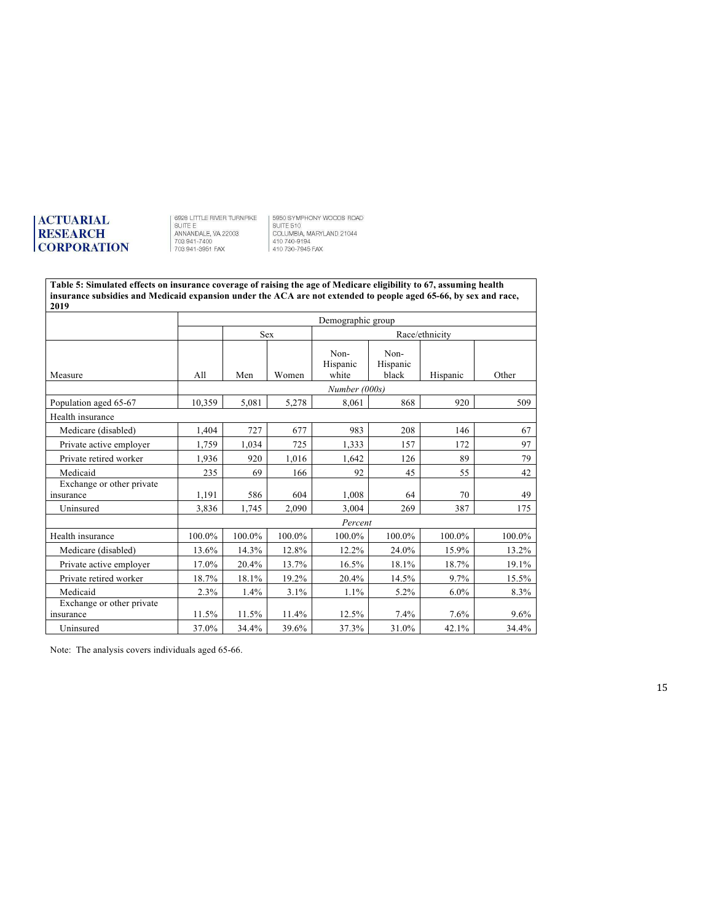| Table 5: Simulated effects on insurance coverage of raising the age of Medicare eligibility to 67, assuming health insurance subsidies and Medicaid expansion under the ACA are not extended to people aged 65-66, by sex and race, 2019 | | | | | | | |
|---|---|---|---|---|---|---|---|
| | Demographic group | | | | | | |
| | | Sex | | Race/ethnicity | | | |
| Measure | All | Men | Women | Non-Hispanic white | Non-Hispanic black | Hispanic | Other |
| | *Number (000s)* | | | | | | |
| Population aged 65-67 | 10,359 | 5,081 | 5,278 | 8,061 | 868 | 920 | 509 |
| Health insurance | | | | | | | |
| Medicare (disabled) | 1,404 | 727 | 677 | 983 | 208 | 146 | 67 |
| Private active employer | 1,759 | 1,034 | 725 | 1,333 | 157 | 172 | 97 |
| Private retired worker | 1,936 | 920 | 1,016 | 1,642 | 126 | 89 | 79 |
| Medicaid | 235 | 69 | 166 | 92 | 45 | 55 | 42 |
| Exchange or other private insurance | 1,191 | 586 | 604 | 1,008 | 64 | 70 | 49 |
| Uninsured | 3,836 | 1,745 | 2,090 | 3,004 | 269 | 387 | 175 |
| | *Percent* | | | | | | |
| Health insurance | 100.0% | 100.0% | 100.0% | 100.0% | 100.0% | 100.0% | 100.0% |
| Medicare (disabled) | 13.6% | 14.3% | 12.8% | 12.2% | 24.0% | 15.9% | 13.2% |
| Private active employer | 17.0% | 20.4% | 13.7% | 16.5% | 18.1% | 18.7% | 19.1% |
| Private retired worker | 18.7% | 18.1% | 19.2% | 20.4% | 14.5% | 9.7% | 15.5% |
| Medicaid | 2.3% | 1.4% | 3.1% | 1.1% | 5.2% | 6.0% | 8.3% |
| Exchange or other private insurance | 11.5% | 11.5% | 11.4% | 12.5% | 7.4% | 7.6% | 9.6% |
| Uninsured | 37.0% | 34.4% | 39.6% | 37.3% | 31.0% | 42.1% | 34.4% |

Note: The analysis covers individuals aged 65-66.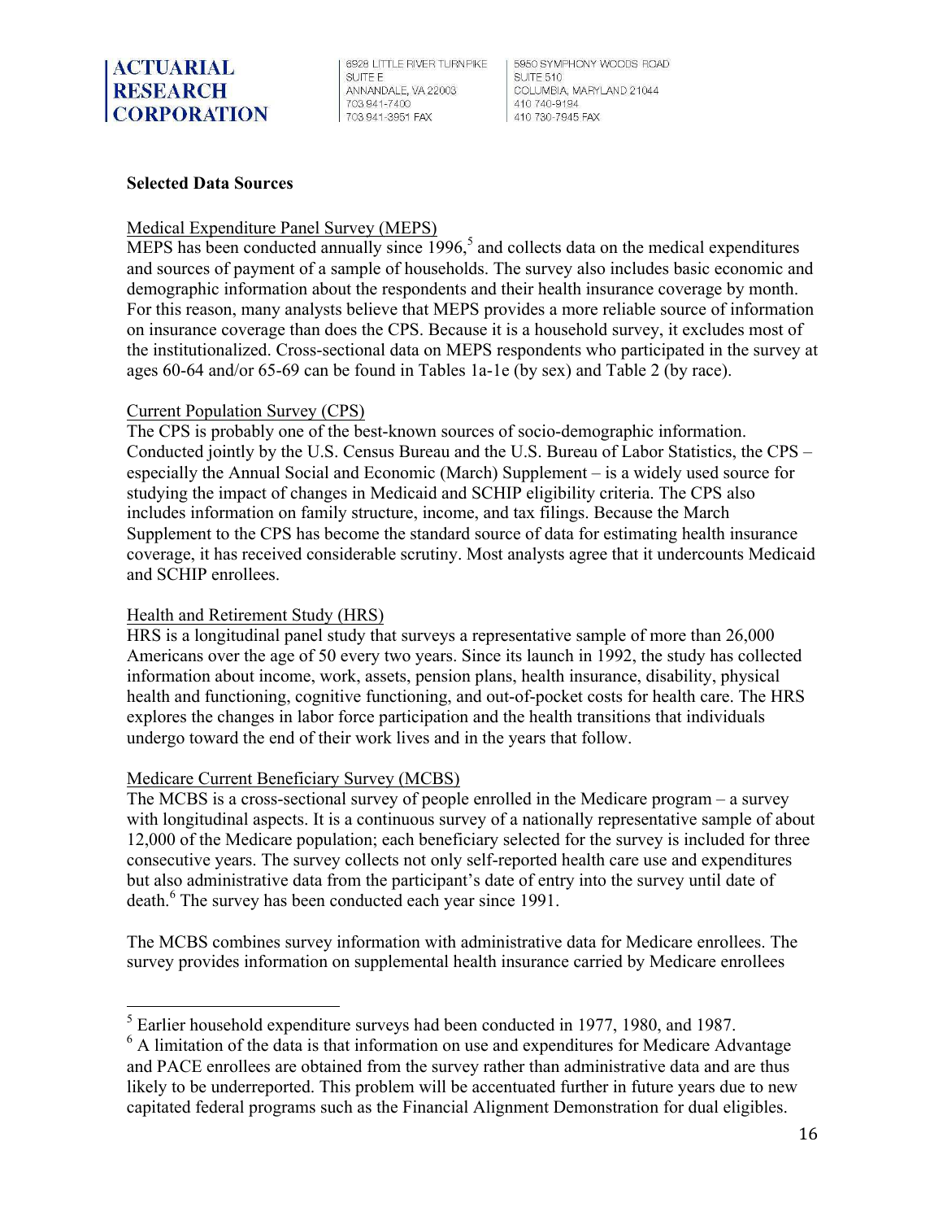**Selected Data Sources**

Medical Expenditure Panel Survey (MEPS)

MEPS has been conducted annually since 1996,[5] and collects data on the medical expenditures and sources of payment of a sample of households. The survey also includes basic economic and demographic information about the respondents and their health insurance coverage by month. For this reason, many analysts believe that MEPS provides a more reliable source of information on insurance coverage than does the CPS. Because it is a household survey, it excludes most of the institutionalized. Cross-sectional data on MEPS respondents who participated in the survey at ages 60-64 and/or 65-69 can be found in Tables 1a-1e (by sex) and Table 2 (by race).

Current Population Survey (CPS)

The CPS is probably one of the best-known sources of socio-demographic information. Conducted jointly by the U.S. Census Bureau and the U.S. Bureau of Labor Statistics, the CPS – especially the Annual Social and Economic (March) Supplement – is a widely used source for studying the impact of changes in Medicaid and SCHIP eligibility criteria. The CPS also includes information on family structure, income, and tax filings. Because the March Supplement to the CPS has become the standard source of data for estimating health insurance coverage, it has received considerable scrutiny. Most analysts agree that it undercounts Medicaid and SCHIP enrollees.

Health and Retirement Study (HRS)

HRS is a longitudinal panel study that surveys a representative sample of more than 26,000 Americans over the age of 50 every two years. Since its launch in 1992, the study has collected information about income, work, assets, pension plans, health insurance, disability, physical health and functioning, cognitive functioning, and out-of-pocket costs for health care. The HRS explores the changes in labor force participation and the health transitions that individuals undergo toward the end of their work lives and in the years that follow.

Medicare Current Beneficiary Survey (MCBS)

The MCBS is a cross-sectional survey of people enrolled in the Medicare program – a survey with longitudinal aspects. It is a continuous survey of a nationally representative sample of about 12,000 of the Medicare population; each beneficiary selected for the survey is included for three consecutive years. The survey collects not only self-reported health care use and expenditures but also administrative data from the participant's date of entry into the survey until date of death.[6] The survey has been conducted each year since 1991.

The MCBS combines survey information with administrative data for Medicare enrollees. The survey provides information on supplemental health insurance carried by Medicare enrollees

---

[5] Earlier household expenditure surveys had been conducted in 1977, 1980, and 1987.

[6] A limitation of the data is that information on use and expenditures for Medicare Advantage and PACE enrollees are obtained from the survey rather than administrative data and are thus likely to be underreported. This problem will be accentuated further in future years due to new capitated federal programs such as the Financial Alignment Demonstration for dual eligibles.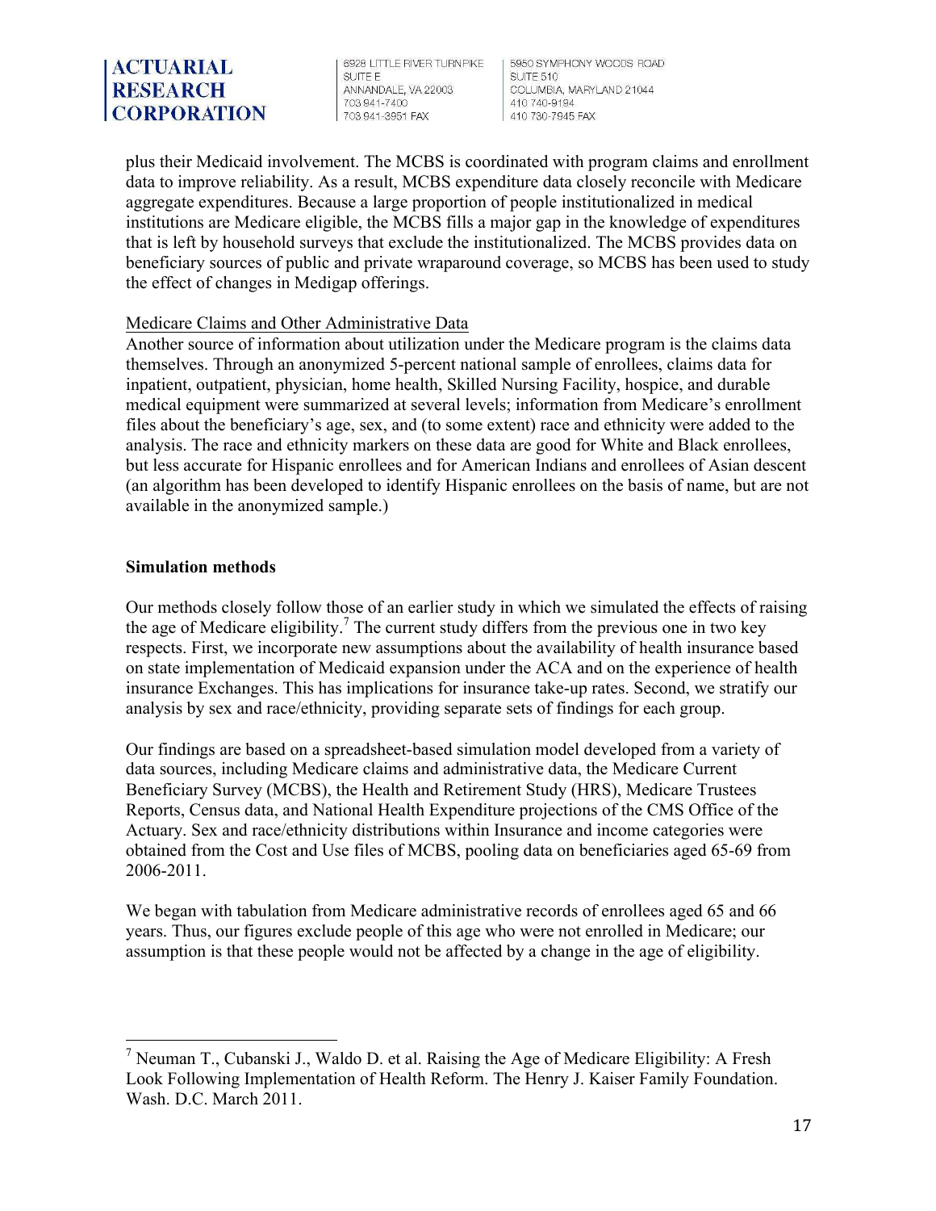plus their Medicaid involvement. The MCBS is coordinated with program claims and enrollment data to improve reliability. As a result, MCBS expenditure data closely reconcile with Medicare aggregate expenditures. Because a large proportion of people institutionalized in medical institutions are Medicare eligible, the MCBS fills a major gap in the knowledge of expenditures that is left by household surveys that exclude the institutionalized. The MCBS provides data on beneficiary sources of public and private wraparound coverage, so MCBS has been used to study the effect of changes in Medigap offerings.

<u>Medicare Claims and Other Administrative Data</u>

Another source of information about utilization under the Medicare program is the claims data themselves. Through an anonymized 5-percent national sample of enrollees, claims data for inpatient, outpatient, physician, home health, Skilled Nursing Facility, hospice, and durable medical equipment were summarized at several levels; information from Medicare's enrollment files about the beneficiary's age, sex, and (to some extent) race and ethnicity were added to the analysis. The race and ethnicity markers on these data are good for White and Black enrollees, but less accurate for Hispanic enrollees and for American Indians and enrollees of Asian descent (an algorithm has been developed to identify Hispanic enrollees on the basis of name, but are not available in the anonymized sample.)

**Simulation methods**

Our methods closely follow those of an earlier study in which we simulated the effects of raising the age of Medicare eligibility.[7] The current study differs from the previous one in two key respects. First, we incorporate new assumptions about the availability of health insurance based on state implementation of Medicaid expansion under the ACA and on the experience of health insurance Exchanges. This has implications for insurance take-up rates. Second, we stratify our analysis by sex and race/ethnicity, providing separate sets of findings for each group.

Our findings are based on a spreadsheet-based simulation model developed from a variety of data sources, including Medicare claims and administrative data, the Medicare Current Beneficiary Survey (MCBS), the Health and Retirement Study (HRS), Medicare Trustees Reports, Census data, and National Health Expenditure projections of the CMS Office of the Actuary. Sex and race/ethnicity distributions within Insurance and income categories were obtained from the Cost and Use files of MCBS, pooling data on beneficiaries aged 65-69 from 2006-2011.

We began with tabulation from Medicare administrative records of enrollees aged 65 and 66 years. Thus, our figures exclude people of this age who were not enrolled in Medicare; our assumption is that these people would not be affected by a change in the age of eligibility.

---

[7] Neuman T., Cubanski J., Waldo D. et al. Raising the Age of Medicare Eligibility: A Fresh Look Following Implementation of Health Reform. The Henry J. Kaiser Family Foundation. Wash. D.C. March 2011.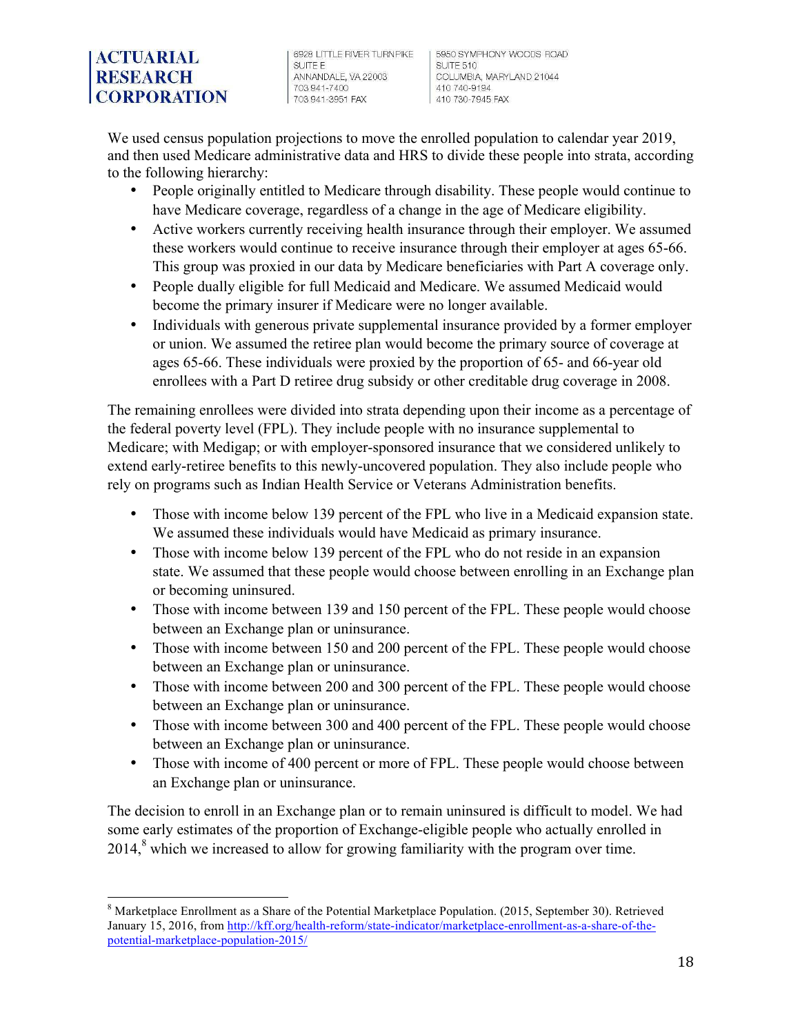We used census population projections to move the enrolled population to calendar year 2019, and then used Medicare administrative data and HRS to divide these people into strata, according to the following hierarchy:

- People originally entitled to Medicare through disability. These people would continue to have Medicare coverage, regardless of a change in the age of Medicare eligibility.
- Active workers currently receiving health insurance through their employer. We assumed these workers would continue to receive insurance through their employer at ages 65-66. This group was proxied in our data by Medicare beneficiaries with Part A coverage only.
- People dually eligible for full Medicaid and Medicare. We assumed Medicaid would become the primary insurer if Medicare were no longer available.
- Individuals with generous private supplemental insurance provided by a former employer or union. We assumed the retiree plan would become the primary source of coverage at ages 65-66. These individuals were proxied by the proportion of 65- and 66-year old enrollees with a Part D retiree drug subsidy or other creditable drug coverage in 2008.

The remaining enrollees were divided into strata depending upon their income as a percentage of the federal poverty level (FPL). They include people with no insurance supplemental to Medicare; with Medigap; or with employer-sponsored insurance that we considered unlikely to extend early-retiree benefits to this newly-uncovered population. They also include people who rely on programs such as Indian Health Service or Veterans Administration benefits.

- Those with income below 139 percent of the FPL who live in a Medicaid expansion state. We assumed these individuals would have Medicaid as primary insurance.
- Those with income below 139 percent of the FPL who do not reside in an expansion state. We assumed that these people would choose between enrolling in an Exchange plan or becoming uninsured.
- Those with income between 139 and 150 percent of the FPL. These people would choose between an Exchange plan or uninsurance.
- Those with income between 150 and 200 percent of the FPL. These people would choose between an Exchange plan or uninsurance.
- Those with income between 200 and 300 percent of the FPL. These people would choose between an Exchange plan or uninsurance.
- Those with income between 300 and 400 percent of the FPL. These people would choose between an Exchange plan or uninsurance.
- Those with income of 400 percent or more of FPL. These people would choose between an Exchange plan or uninsurance.

The decision to enroll in an Exchange plan or to remain uninsured is difficult to model. We had some early estimates of the proportion of Exchange-eligible people who actually enrolled in 2014,[8] which we increased to allow for growing familiarity with the program over time.

---

[8] Marketplace Enrollment as a Share of the Potential Marketplace Population. (2015, September 30). Retrieved January 15, 2016, from http://kff.org/health-reform/state-indicator/marketplace-enrollment-as-a-share-of-the-potential-marketplace-population-2015/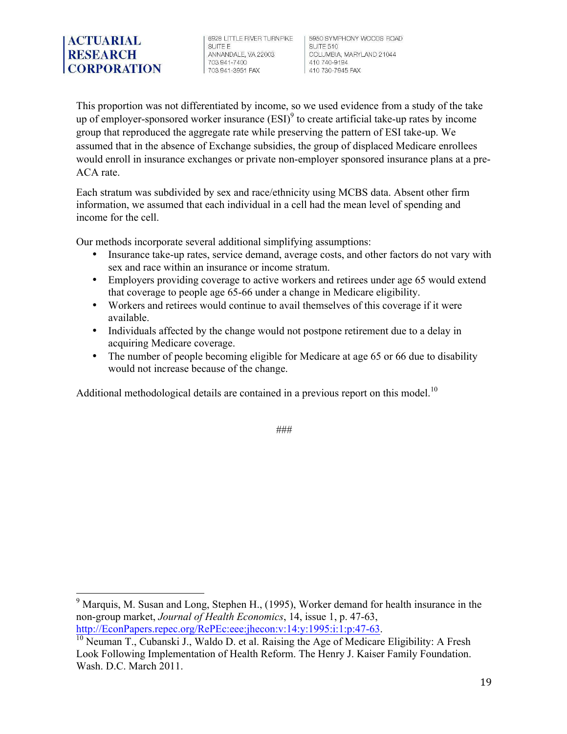This proportion was not differentiated by income, so we used evidence from a study of the take up of employer-sponsored worker insurance (ESI)[9] to create artificial take-up rates by income group that reproduced the aggregate rate while preserving the pattern of ESI take-up. We assumed that in the absence of Exchange subsidies, the group of displaced Medicare enrollees would enroll in insurance exchanges or private non-employer sponsored insurance plans at a pre-ACA rate.

Each stratum was subdivided by sex and race/ethnicity using MCBS data. Absent other firm information, we assumed that each individual in a cell had the mean level of spending and income for the cell.

Our methods incorporate several additional simplifying assumptions:

- Insurance take-up rates, service demand, average costs, and other factors do not vary with sex and race within an insurance or income stratum.
- Employers providing coverage to active workers and retirees under age 65 would extend that coverage to people age 65-66 under a change in Medicare eligibility.
- Workers and retirees would continue to avail themselves of this coverage if it were available.
- Individuals affected by the change would not postpone retirement due to a delay in acquiring Medicare coverage.
- The number of people becoming eligible for Medicare at age 65 or 66 due to disability would not increase because of the change.

Additional methodological details are contained in a previous report on this model.[10]

###

[9] Marquis, M. Susan and Long, Stephen H., (1995), Worker demand for health insurance in the non-group market, *Journal of Health Economics*, 14, issue 1, p. 47-63, http://EconPapers.repec.org/RePEc:eee:jhecon:v:14:y:1995:i:1:p:47-63.

[10] Neuman T., Cubanski J., Waldo D. et al. Raising the Age of Medicare Eligibility: A Fresh Look Following Implementation of Health Reform. The Henry J. Kaiser Family Foundation. Wash. D.C. March 2011.